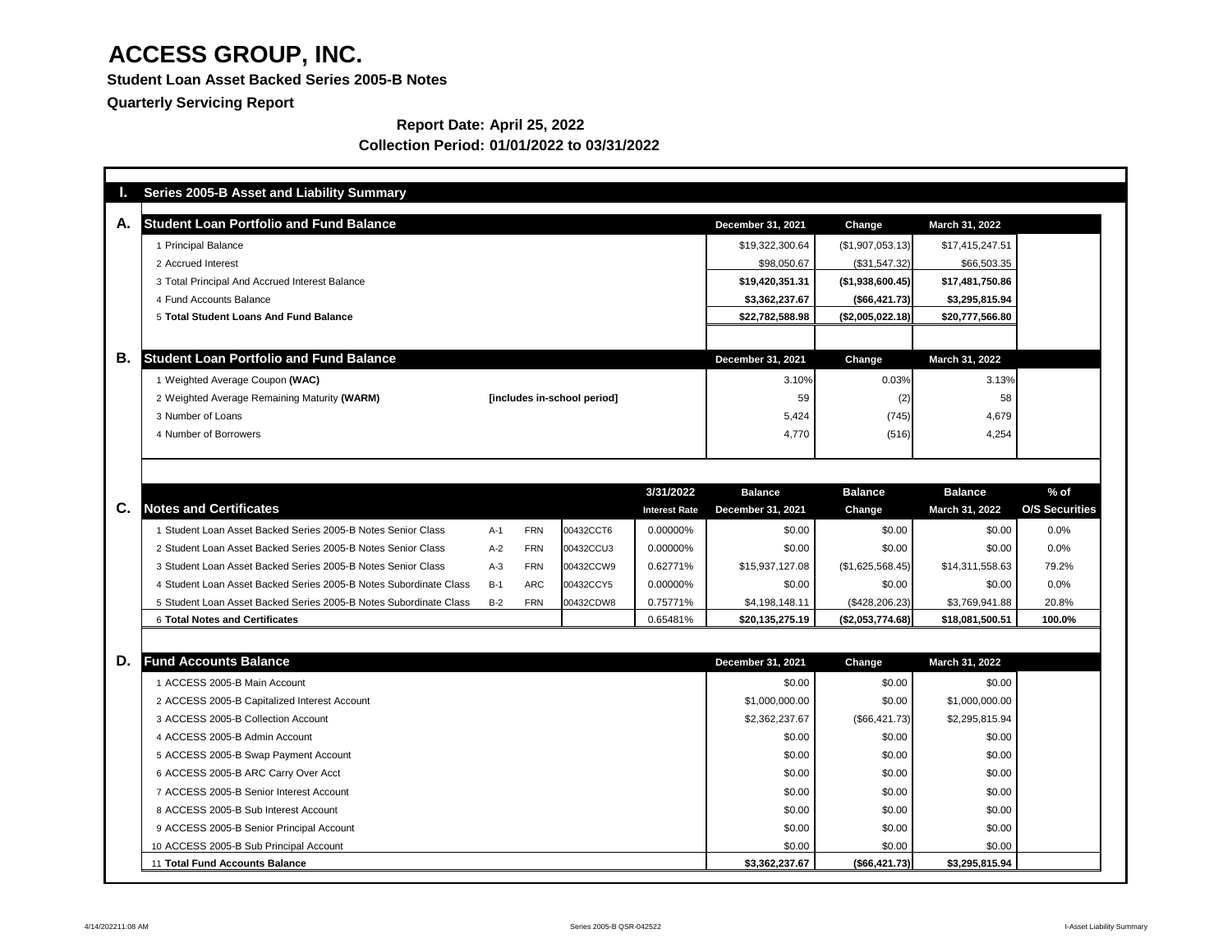# ACCESS GROUP, INC.

**Student Loan Asset Backed Series 2005-B Notes**

**Quarterly Servicing Report**

**Report Date: April 25, 2022**

**Collection Period: 01/01/2022 to 03/31/2022**

## I. Series 2005-B Asset and Liability Summary

### A. Student Loan Portfolio and Fund Balance

| | December 31, 2021 | Change | March 31, 2022 |
|---|---|---|---|
| 1 Principal Balance | $19,322,300.64 | ($1,907,053.13) | $17,415,247.51 |
| 2 Accrued Interest | $98,050.67 | ($31,547.32) | $66,503.35 |
| 3 Total Principal And Accrued Interest Balance | **$19,420,351.31** | **($1,938,600.45)** | **$17,481,750.86** |
| 4 Fund Accounts Balance | **$3,362,237.67** | **($66,421.73)** | **$3,295,815.94** |
| 5 **Total Student Loans And Fund Balance** | **$22,782,588.98** | **($2,005,022.18)** | **$20,777,566.80** |

### B. Student Loan Portfolio and Fund Balance

| | | December 31, 2021 | Change | March 31, 2022 |
|---|---|---|---|---|
| 1 Weighted Average Coupon **(WAC)** | | 3.10% | 0.03% | 3.13% |
| 2 Weighted Average Remaining Maturity **(WARM)** | **[includes in-school period]** | 59 | (2) | 58 |
| 3 Number of Loans | | 5,424 | (745) | 4,679 |
| 4 Number of Borrowers | | 4,770 | (516) | 4,254 |

### C. Notes and Certificates

| Notes and Certificates | | | | 3/31/2022 Interest Rate | Balance December 31, 2021 | Balance Change | Balance March 31, 2022 | % of O/S Securities |
|---|---|---|---|---|---|---|---|---|
| 1 Student Loan Asset Backed Series 2005-B Notes Senior Class | A-1 | FRN | 00432CCT6 | 0.00000% | $0.00 | $0.00 | $0.00 | 0.0% |
| 2 Student Loan Asset Backed Series 2005-B Notes Senior Class | A-2 | FRN | 00432CCU3 | 0.00000% | $0.00 | $0.00 | $0.00 | 0.0% |
| 3 Student Loan Asset Backed Series 2005-B Notes Senior Class | A-3 | FRN | 00432CCW9 | 0.62771% | $15,937,127.08 | ($1,625,568.45) | $14,311,558.63 | 79.2% |
| 4 Student Loan Asset Backed Series 2005-B Notes Subordinate Class | B-1 | ARC | 00432CCY5 | 0.00000% | $0.00 | $0.00 | $0.00 | 0.0% |
| 5 Student Loan Asset Backed Series 2005-B Notes Subordinate Class | B-2 | FRN | 00432CDW8 | 0.75771% | $4,198,148.11 | ($428,206.23) | $3,769,941.88 | 20.8% |
| 6 **Total Notes and Certificates** | | | | 0.65481% | **$20,135,275.19** | **($2,053,774.68)** | **$18,081,500.51** | **100.0%** |

### D. Fund Accounts Balance

| | December 31, 2021 | Change | March 31, 2022 |
|---|---|---|---|
| 1 ACCESS 2005-B Main Account | $0.00 | $0.00 | $0.00 |
| 2 ACCESS 2005-B Capitalized Interest Account | $1,000,000.00 | $0.00 | $1,000,000.00 |
| 3 ACCESS 2005-B Collection Account | $2,362,237.67 | ($66,421.73) | $2,295,815.94 |
| 4 ACCESS 2005-B Admin Account | $0.00 | $0.00 | $0.00 |
| 5 ACCESS 2005-B Swap Payment Account | $0.00 | $0.00 | $0.00 |
| 6 ACCESS 2005-B ARC Carry Over Acct | $0.00 | $0.00 | $0.00 |
| 7 ACCESS 2005-B Senior Interest Account | $0.00 | $0.00 | $0.00 |
| 8 ACCESS 2005-B Sub Interest Account | $0.00 | $0.00 | $0.00 |
| 9 ACCESS 2005-B Senior Principal Account | $0.00 | $0.00 | $0.00 |
| 10 ACCESS 2005-B Sub Principal Account | $0.00 | $0.00 | $0.00 |
| 11 **Total Fund Accounts Balance** | **$3,362,237.67** | **($66,421.73)** | **$3,295,815.94** |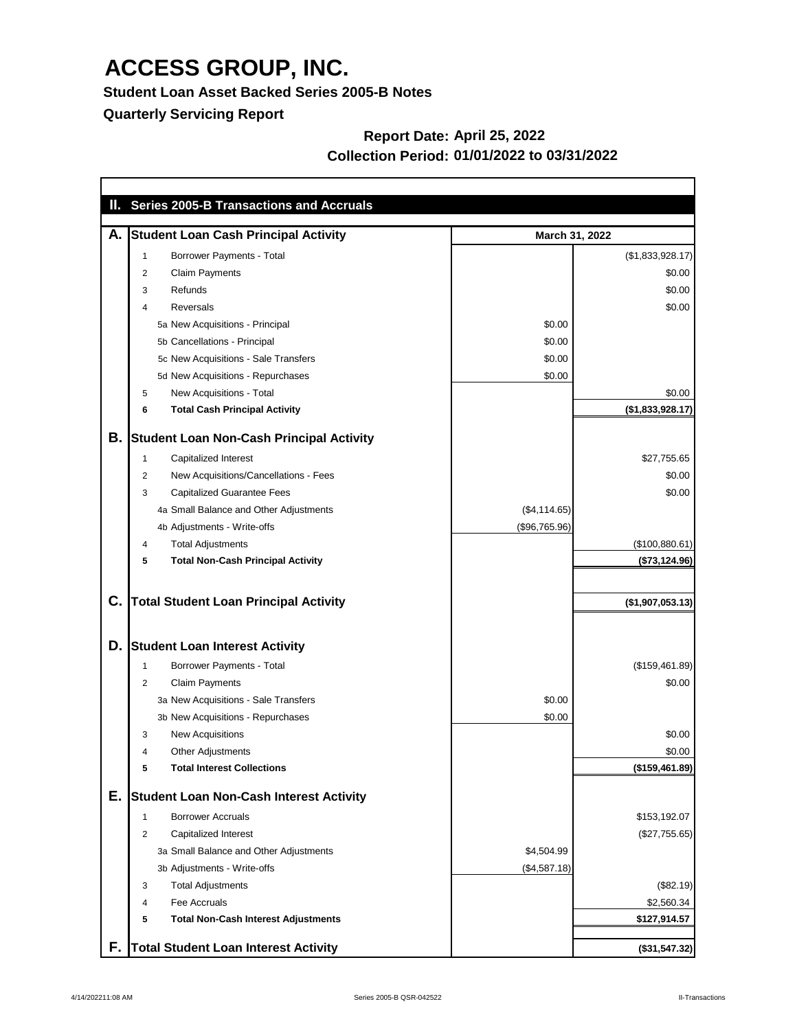# ACCESS GROUP, INC.

**Student Loan Asset Backed Series 2005-B Notes**

**Quarterly Servicing Report**

**Report Date: April 25, 2022**

**Collection Period: 01/01/2022 to 03/31/2022**

## II. Series 2005-B Transactions and Accruals

| | | | March 31, 2022 | |
|---|---|---|---|---|
| **A.** | | **Student Loan Cash Principal Activity** | | |
| | 1 | Borrower Payments - Total | | ($1,833,928.17) |
| | 2 | Claim Payments | | $0.00 |
| | 3 | Refunds | | $0.00 |
| | 4 | Reversals | | $0.00 |
| | 5a | New Acquisitions - Principal | $0.00 | |
| | 5b | Cancellations - Principal | $0.00 | |
| | 5c | New Acquisitions - Sale Transfers | $0.00 | |
| | 5d | New Acquisitions - Repurchases | $0.00 | |
| | 5 | New Acquisitions - Total | | $0.00 |
| | **6** | **Total Cash Principal Activity** | | **($1,833,928.17)** |
| **B.** | | **Student Loan Non-Cash Principal Activity** | | |
| | 1 | Capitalized Interest | | $27,755.65 |
| | 2 | New Acquisitions/Cancellations - Fees | | $0.00 |
| | 3 | Capitalized Guarantee Fees | | $0.00 |
| | 4a | Small Balance and Other Adjustments | ($4,114.65) | |
| | 4b | Adjustments - Write-offs | ($96,765.96) | |
| | 4 | Total Adjustments | | ($100,880.61) |
| | **5** | **Total Non-Cash Principal Activity** | | **($73,124.96)** |
| **C.** | | **Total Student Loan Principal Activity** | | **($1,907,053.13)** |
| **D.** | | **Student Loan Interest Activity** | | |
| | 1 | Borrower Payments - Total | | ($159,461.89) |
| | 2 | Claim Payments | | $0.00 |
| | 3a | New Acquisitions - Sale Transfers | $0.00 | |
| | 3b | New Acquisitions - Repurchases | $0.00 | |
| | 3 | New Acquisitions | | $0.00 |
| | 4 | Other Adjustments | | $0.00 |
| | **5** | **Total Interest Collections** | | **($159,461.89)** |
| **E.** | | **Student Loan Non-Cash Interest Activity** | | |
| | 1 | Borrower Accruals | | $153,192.07 |
| | 2 | Capitalized Interest | | ($27,755.65) |
| | 3a | Small Balance and Other Adjustments | $4,504.99 | |
| | 3b | Adjustments - Write-offs | ($4,587.18) | |
| | 3 | Total Adjustments | | ($82.19) |
| | 4 | Fee Accruals | | $2,560.34 |
| | **5** | **Total Non-Cash Interest Adjustments** | | **$127,914.57** |
| **F.** | | **Total Student Loan Interest Activity** | | **($31,547.32)** |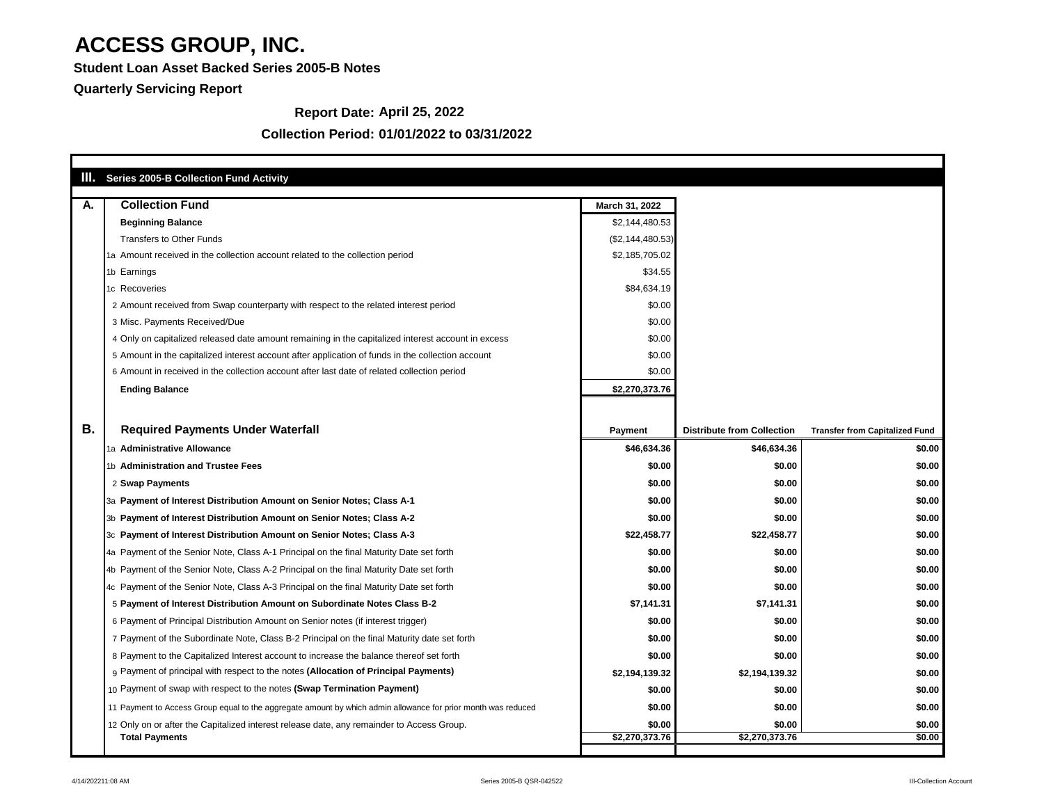# ACCESS GROUP, INC.

**Student Loan Asset Backed Series 2005-B Notes**

**Quarterly Servicing Report**

**Report Date: April 25, 2022**

**Collection Period: 01/01/2022 to 03/31/2022**

## III. Series 2005-B Collection Fund Activity

| | **A. Collection Fund** | **March 31, 2022** |
|---|---|---|
| | **Beginning Balance** | $2,144,480.53 |
| | Transfers to Other Funds | ($2,144,480.53) |
| 1a | Amount received in the collection account related to the collection period | $2,185,705.02 |
| 1b | Earnings | $34.55 |
| 1c | Recoveries | $84,634.19 |
| 2 | Amount received from Swap counterparty with respect to the related interest period | $0.00 |
| 3 | Misc. Payments Received/Due | $0.00 |
| 4 | Only on capitalized released date amount remaining in the capitalized interest account in excess | $0.00 |
| 5 | Amount in the capitalized interest account after application of funds in the collection account | $0.00 |
| 6 | Amount in received in the collection account after last date of related collection period | $0.00 |
| | **Ending Balance** | **$2,270,373.76** |

| | **B. Required Payments Under Waterfall** | **Payment** | **Distribute from Collection** | **Transfer from Capitalized Fund** |
|---|---|---|---|---|
| 1a | **Administrative Allowance** | $46,634.36 | $46,634.36 | $0.00 |
| 1b | **Administration and Trustee Fees** | $0.00 | $0.00 | $0.00 |
| 2 | **Swap Payments** | $0.00 | $0.00 | $0.00 |
| 3a | **Payment of Interest Distribution Amount on Senior Notes; Class A-1** | $0.00 | $0.00 | $0.00 |
| 3b | **Payment of Interest Distribution Amount on Senior Notes; Class A-2** | $0.00 | $0.00 | $0.00 |
| 3c | **Payment of Interest Distribution Amount on Senior Notes; Class A-3** | $22,458.77 | $22,458.77 | $0.00 |
| 4a | Payment of the Senior Note, Class A-1 Principal on the final Maturity Date set forth | $0.00 | $0.00 | $0.00 |
| 4b | Payment of the Senior Note, Class A-2 Principal on the final Maturity Date set forth | $0.00 | $0.00 | $0.00 |
| 4c | Payment of the Senior Note, Class A-3 Principal on the final Maturity Date set forth | $0.00 | $0.00 | $0.00 |
| 5 | **Payment of Interest Distribution Amount on Subordinate Notes Class B-2** | $7,141.31 | $7,141.31 | $0.00 |
| 6 | Payment of Principal Distribution Amount on Senior notes (if interest trigger) | $0.00 | $0.00 | $0.00 |
| 7 | Payment of the Subordinate Note, Class B-2 Principal on the final Maturity date set forth | $0.00 | $0.00 | $0.00 |
| 8 | Payment to the Capitalized Interest account to increase the balance thereof set forth | $0.00 | $0.00 | $0.00 |
| 9 | Payment of principal with respect to the notes **(Allocation of Principal Payments)** | $2,194,139.32 | $2,194,139.32 | $0.00 |
| 10 | Payment of swap with respect to the notes **(Swap Termination Payment)** | $0.00 | $0.00 | $0.00 |
| 11 | Payment to Access Group equal to the aggregate amount by which admin allowance for prior month was reduced | $0.00 | $0.00 | $0.00 |
| 12 | Only on or after the Capitalized interest release date, any remainder to Access Group. | $0.00 | $0.00 | $0.00 |
| | **Total Payments** | **$2,270,373.76** | **$2,270,373.76** | **$0.00** |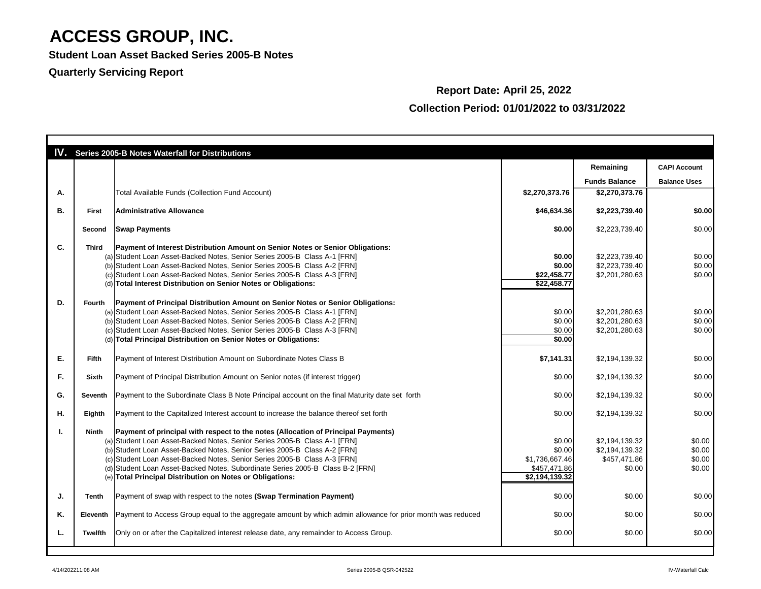# ACCESS GROUP, INC.

**Student Loan Asset Backed Series 2005-B Notes**

**Quarterly Servicing Report**

**Report Date: April 25, 2022**

**Collection Period: 01/01/2022 to 03/31/2022**

## IV. Series 2005-B Notes Waterfall for Distributions

| | | | | Remaining Funds Balance | CAPI Account Balance Uses |
|---|---|---|---|---|---|
| A. | | Total Available Funds (Collection Fund Account) | $2,270,373.76 | $2,270,373.76 | |
| B. | First | **Administrative Allowance** | $46,634.36 | $2,223,739.40 | $0.00 |
| | Second | **Swap Payments** | $0.00 | $2,223,739.40 | $0.00 |
| C. | Third | **Payment of Interest Distribution Amount on Senior Notes or Senior Obligations:** | | | |
| | (a) | Student Loan Asset-Backed Notes, Senior Series 2005-B Class A-1 [FRN] | $0.00 | $2,223,739.40 | $0.00 |
| | (b) | Student Loan Asset-Backed Notes, Senior Series 2005-B Class A-2 [FRN] | $0.00 | $2,223,739.40 | $0.00 |
| | (c) | Student Loan Asset-Backed Notes, Senior Series 2005-B Class A-3 [FRN] | $22,458.77 | $2,201,280.63 | $0.00 |
| | (d) | **Total Interest Distribution on Senior Notes or Obligations:** | $22,458.77 | | |
| D. | Fourth | **Payment of Principal Distribution Amount on Senior Notes or Senior Obligations:** | | | |
| | (a) | Student Loan Asset-Backed Notes, Senior Series 2005-B Class A-1 [FRN] | $0.00 | $2,201,280.63 | $0.00 |
| | (b) | Student Loan Asset-Backed Notes, Senior Series 2005-B Class A-2 [FRN] | $0.00 | $2,201,280.63 | $0.00 |
| | (c) | Student Loan Asset-Backed Notes, Senior Series 2005-B Class A-3 [FRN] | $0.00 | $2,201,280.63 | $0.00 |
| | (d) | **Total Principal Distribution on Senior Notes or Obligations:** | $0.00 | | |
| E. | Fifth | Payment of Interest Distribution Amount on Subordinate Notes Class B | $7,141.31 | $2,194,139.32 | $0.00 |
| F. | Sixth | Payment of Principal Distribution Amount on Senior notes (if interest trigger) | $0.00 | $2,194,139.32 | $0.00 |
| G. | Seventh | Payment to the Subordinate Class B Note Principal account on the final Maturity date set forth | $0.00 | $2,194,139.32 | $0.00 |
| H. | Eighth | Payment to the Capitalized Interest account to increase the balance thereof set forth | $0.00 | $2,194,139.32 | $0.00 |
| I. | Ninth | **Payment of principal with respect to the notes (Allocation of Principal Payments)** | | | |
| | (a) | Student Loan Asset-Backed Notes, Senior Series 2005-B Class A-1 [FRN] | $0.00 | $2,194,139.32 | $0.00 |
| | (b) | Student Loan Asset-Backed Notes, Senior Series 2005-B Class A-2 [FRN] | $0.00 | $2,194,139.32 | $0.00 |
| | (c) | Student Loan Asset-Backed Notes, Senior Series 2005-B Class A-3 [FRN] | $1,736,667.46 | $457,471.86 | $0.00 |
| | (d) | Student Loan Asset-Backed Notes, Subordinate Series 2005-B Class B-2 [FRN] | $457,471.86 | $0.00 | $0.00 |
| | (e) | **Total Principal Distribution on Notes or Obligations:** | $2,194,139.32 | | |
| J. | Tenth | Payment of swap with respect to the notes **(Swap Termination Payment)** | $0.00 | $0.00 | $0.00 |
| K. | Eleventh | Payment to Access Group equal to the aggregate amount by which admin allowance for prior month was reduced | $0.00 | $0.00 | $0.00 |
| L. | Twelfth | Only on or after the Capitalized interest release date, any remainder to Access Group. | $0.00 | $0.00 | $0.00 |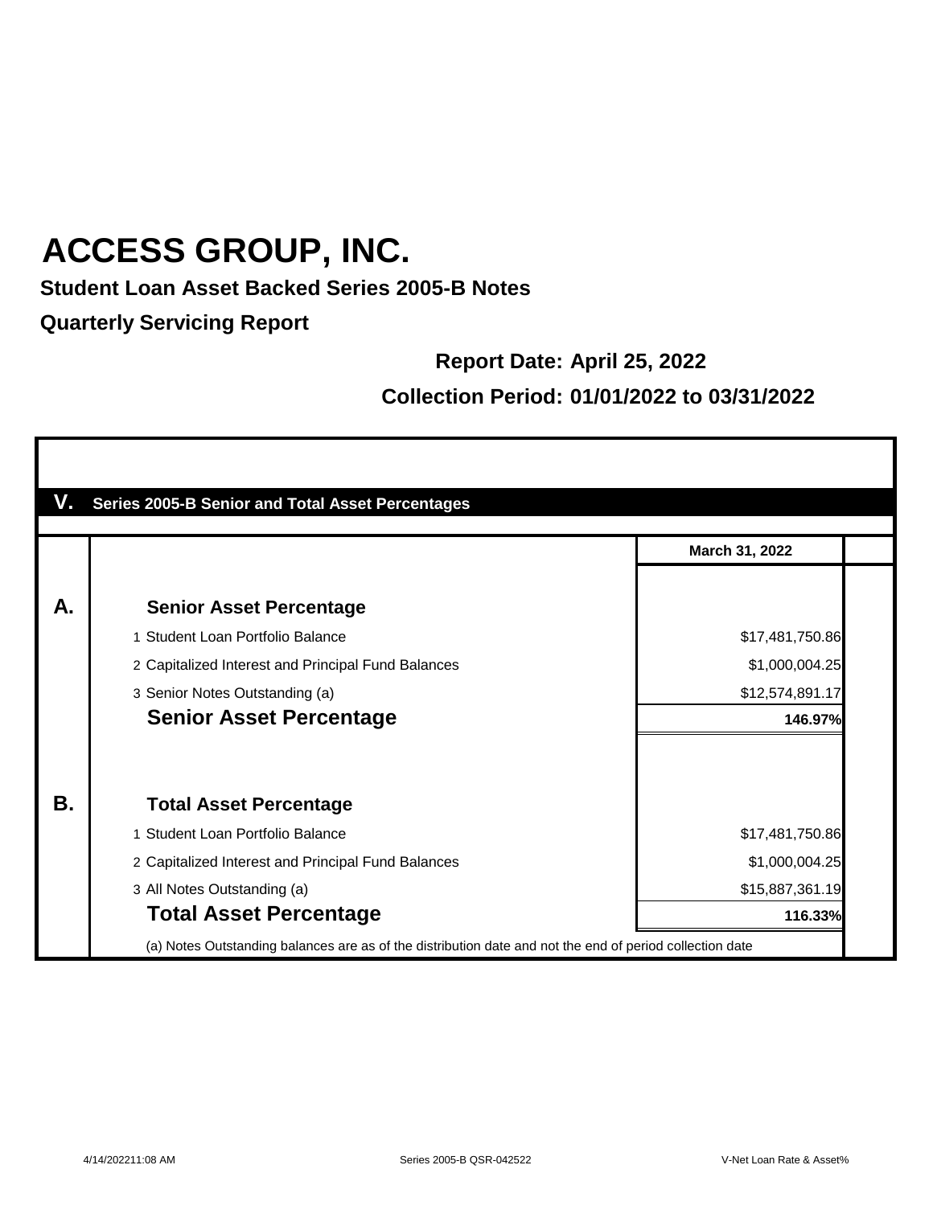# ACCESS GROUP, INC.

**Student Loan Asset Backed Series 2005-B Notes**

**Quarterly Servicing Report**

**Report Date: April 25, 2022**

**Collection Period: 01/01/2022 to 03/31/2022**

## V. Series 2005-B Senior and Total Asset Percentages

| | | March 31, 2022 |
|---|---|---|
| **A.** | **Senior Asset Percentage** | |
| | 1 Student Loan Portfolio Balance | $17,481,750.86 |
| | 2 Capitalized Interest and Principal Fund Balances | $1,000,004.25 |
| | 3 Senior Notes Outstanding (a) | $12,574,891.17 |
| | **Senior Asset Percentage** | **146.97%** |
| **B.** | **Total Asset Percentage** | |
| | 1 Student Loan Portfolio Balance | $17,481,750.86 |
| | 2 Capitalized Interest and Principal Fund Balances | $1,000,004.25 |
| | 3 All Notes Outstanding (a) | $15,887,361.19 |
| | **Total Asset Percentage** | **116.33%** |

(a) Notes Outstanding balances are as of the distribution date and not the end of period collection date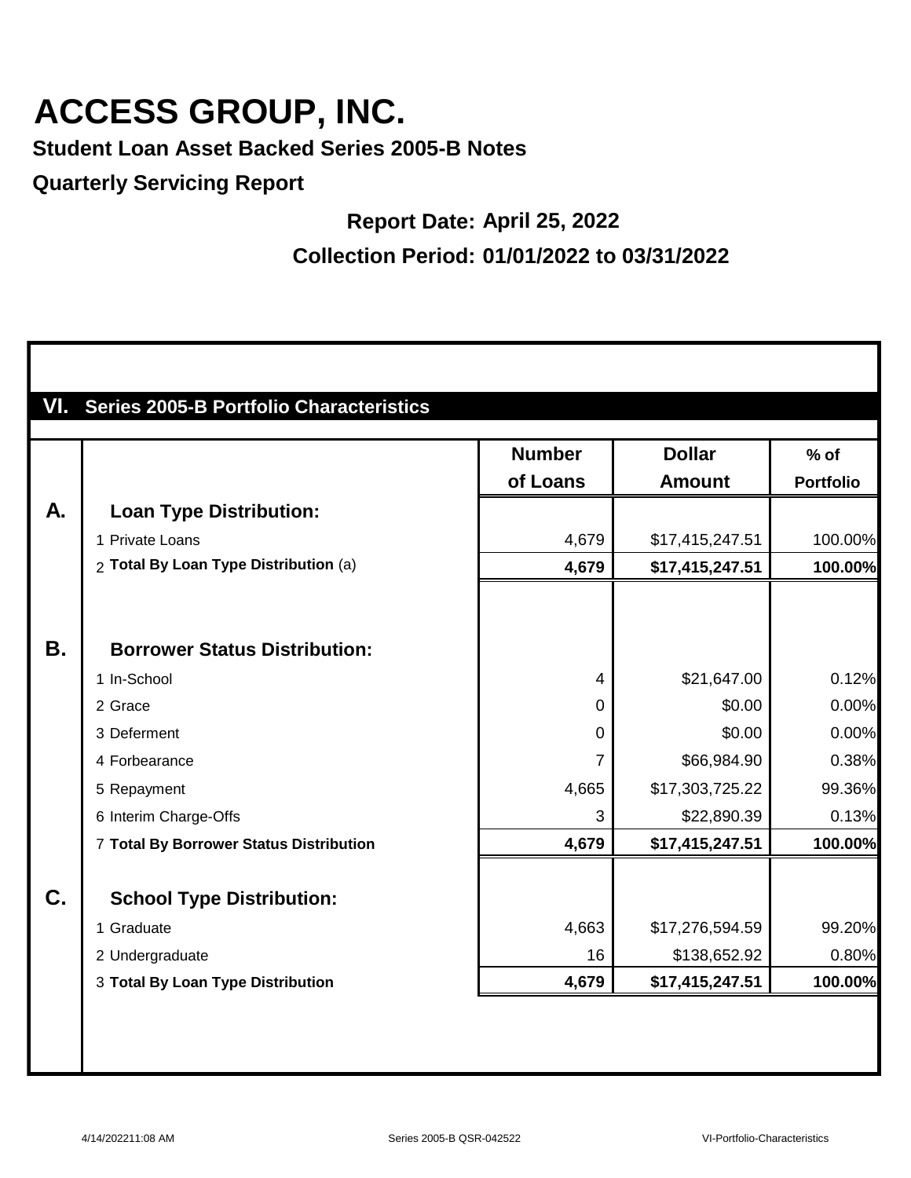# ACCESS GROUP, INC.

**Student Loan Asset Backed Series 2005-B Notes**

**Quarterly Servicing Report**

**Report Date: April 25, 2022**

**Collection Period: 01/01/2022 to 03/31/2022**

## VI. Series 2005-B Portfolio Characteristics

| | | Number of Loans | Dollar Amount | % of Portfolio |
|---|---|---|---|---|
| **A.** | **Loan Type Distribution:** | | | |
| | 1 Private Loans | 4,679 | $17,415,247.51 | 100.00% |
| | 2 **Total By Loan Type Distribution** (a) | **4,679** | **$17,415,247.51** | **100.00%** |
| **B.** | **Borrower Status Distribution:** | | | |
| | 1 In-School | 4 | $21,647.00 | 0.12% |
| | 2 Grace | 0 | $0.00 | 0.00% |
| | 3 Deferment | 0 | $0.00 | 0.00% |
| | 4 Forbearance | 7 | $66,984.90 | 0.38% |
| | 5 Repayment | 4,665 | $17,303,725.22 | 99.36% |
| | 6 Interim Charge-Offs | 3 | $22,890.39 | 0.13% |
| | 7 **Total By Borrower Status Distribution** | **4,679** | **$17,415,247.51** | **100.00%** |
| **C.** | **School Type Distribution:** | | | |
| | 1 Graduate | 4,663 | $17,276,594.59 | 99.20% |
| | 2 Undergraduate | 16 | $138,652.92 | 0.80% |
| | 3 **Total By Loan Type Distribution** | **4,679** | **$17,415,247.51** | **100.00%** |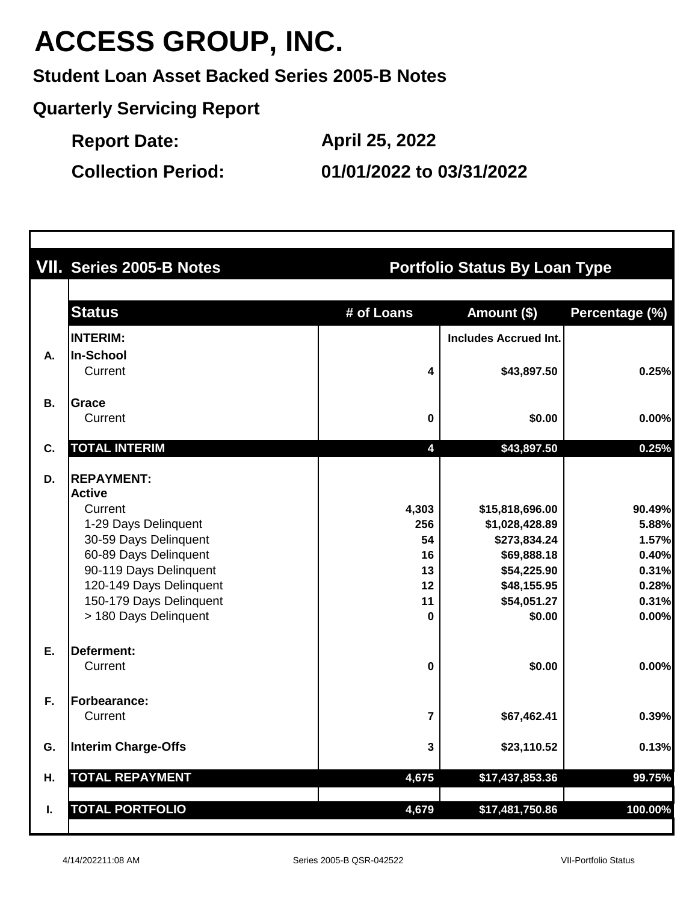# ACCESS GROUP, INC.

**Student Loan Asset Backed Series 2005-B Notes**

**Quarterly Servicing Report**

**Report Date:** April 25, 2022

**Collection Period:** 01/01/2022 to 03/31/2022

## VII. Series 2005-B Notes — Portfolio Status By Loan Type

| | Status | # of Loans | Amount ($) | Percentage (%) |
|---|---|---|---|---|
| | **INTERIM:** | | Includes Accrued Int. | |
| A. | **In-School** | | | |
| | Current | 4 | $43,897.50 | 0.25% |
| B. | **Grace** | | | |
| | Current | 0 | $0.00 | 0.00% |
| C. | **TOTAL INTERIM** | 4 | $43,897.50 | 0.25% |
| D. | **REPAYMENT:** | | | |
| | **Active** | | | |
| | Current | 4,303 | $15,818,696.00 | 90.49% |
| | 1-29 Days Delinquent | 256 | $1,028,428.89 | 5.88% |
| | 30-59 Days Delinquent | 54 | $273,834.24 | 1.57% |
| | 60-89 Days Delinquent | 16 | $69,888.18 | 0.40% |
| | 90-119 Days Delinquent | 13 | $54,225.90 | 0.31% |
| | 120-149 Days Delinquent | 12 | $48,155.95 | 0.28% |
| | 150-179 Days Delinquent | 11 | $54,051.27 | 0.31% |
| | > 180 Days Delinquent | 0 | $0.00 | 0.00% |
| E. | **Deferment:** | | | |
| | Current | 0 | $0.00 | 0.00% |
| F. | **Forbearance:** | | | |
| | Current | 7 | $67,462.41 | 0.39% |
| G. | **Interim Charge-Offs** | 3 | $23,110.52 | 0.13% |
| H. | **TOTAL REPAYMENT** | 4,675 | $17,437,853.36 | 99.75% |
| I. | **TOTAL PORTFOLIO** | 4,679 | $17,481,750.86 | 100.00% |

4/14/2022 11:08 AM — Series 2005-B QSR-042522 — VII-Portfolio Status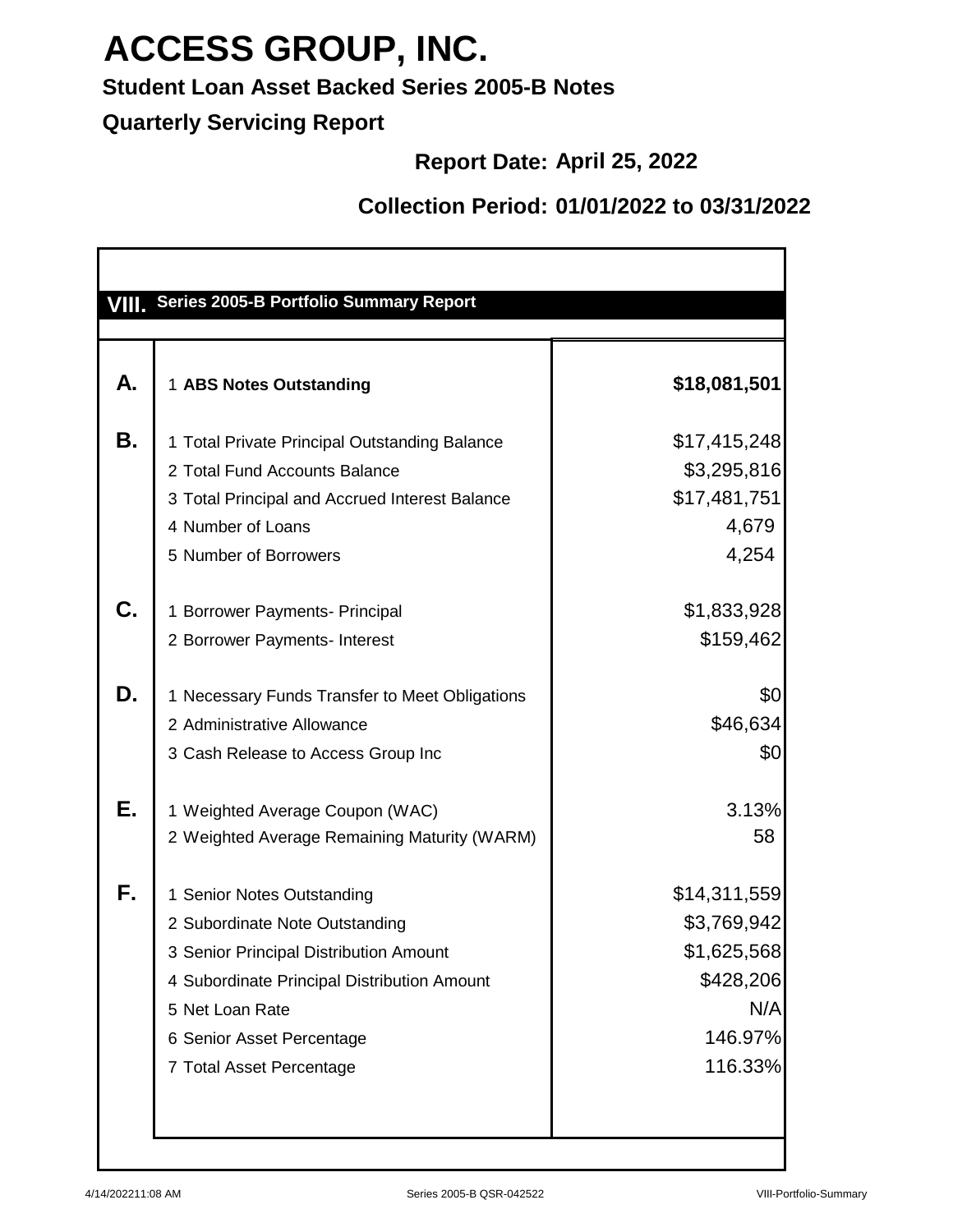# ACCESS GROUP, INC.

**Student Loan Asset Backed Series 2005-B Notes**

**Quarterly Servicing Report**

**Report Date: April 25, 2022**

**Collection Period: 01/01/2022 to 03/31/2022**

## VIII. Series 2005-B Portfolio Summary Report

| | | |
|---|---|---|
| **A.** | 1 **ABS Notes Outstanding** | **$18,081,501** |
| **B.** | 1 Total Private Principal Outstanding Balance | $17,415,248 |
| | 2 Total Fund Accounts Balance | $3,295,816 |
| | 3 Total Principal and Accrued Interest Balance | $17,481,751 |
| | 4 Number of Loans | 4,679 |
| | 5 Number of Borrowers | 4,254 |
| **C.** | 1 Borrower Payments- Principal | $1,833,928 |
| | 2 Borrower Payments- Interest | $159,462 |
| **D.** | 1 Necessary Funds Transfer to Meet Obligations | $0 |
| | 2 Administrative Allowance | $46,634 |
| | 3 Cash Release to Access Group Inc | $0 |
| **E.** | 1 Weighted Average Coupon (WAC) | 3.13% |
| | 2 Weighted Average Remaining Maturity (WARM) | 58 |
| **F.** | 1 Senior Notes Outstanding | $14,311,559 |
| | 2 Subordinate Note Outstanding | $3,769,942 |
| | 3 Senior Principal Distribution Amount | $1,625,568 |
| | 4 Subordinate Principal Distribution Amount | $428,206 |
| | 5 Net Loan Rate | N/A |
| | 6 Senior Asset Percentage | 146.97% |
| | 7 Total Asset Percentage | 116.33% |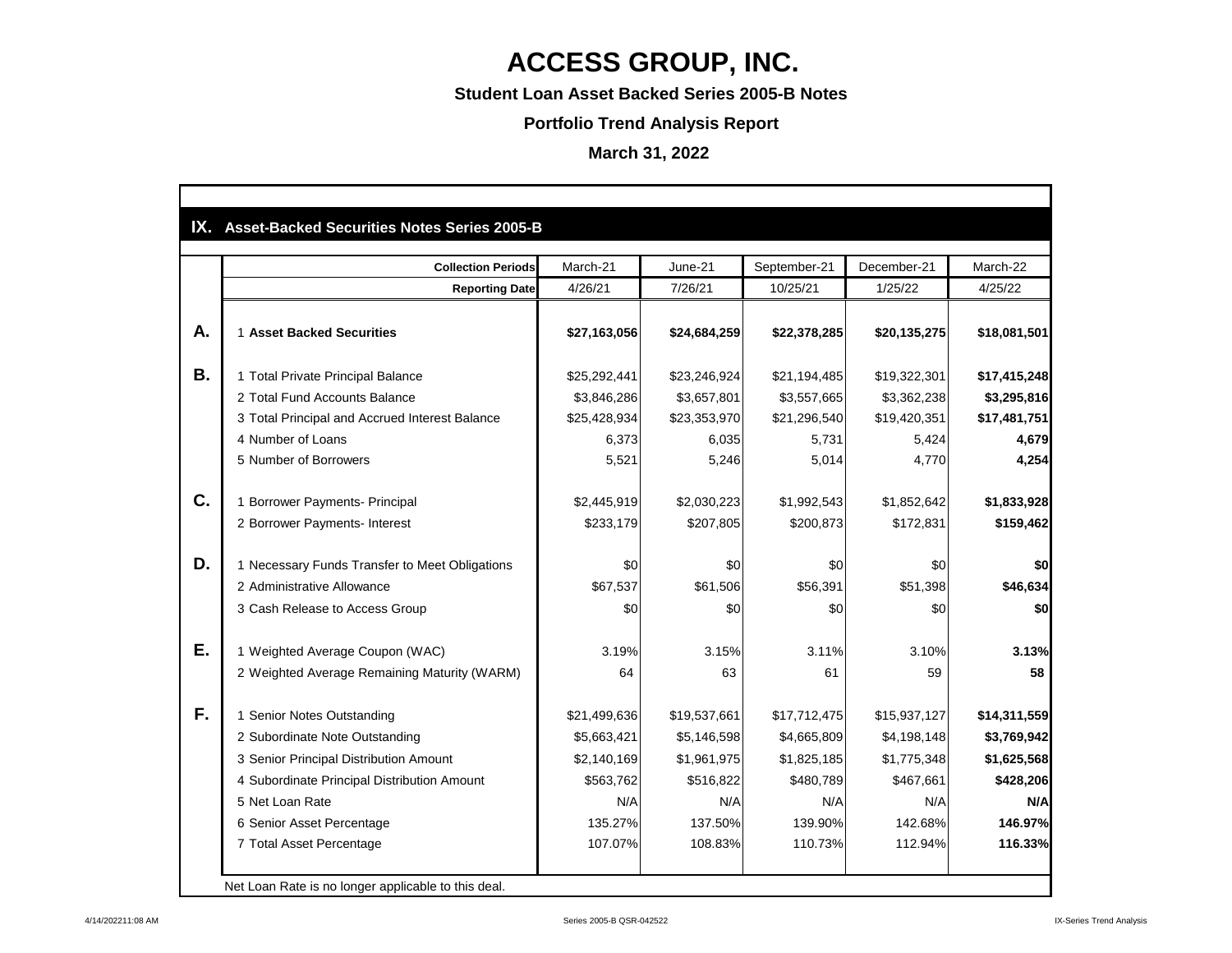# ACCESS GROUP, INC.

**Student Loan Asset Backed Series 2005-B Notes**

**Portfolio Trend Analysis Report**

**March 31, 2022**

## IX. Asset-Backed Securities Notes Series 2005-B

| | **Collection Periods** | March-21 | June-21 | September-21 | December-21 | March-22 |
|---|---|---|---|---|---|---|
| | **Reporting Date** | 4/26/21 | 7/26/21 | 10/25/21 | 1/25/22 | 4/25/22 |
| **A.** | 1 **Asset Backed Securities** | **$27,163,056** | **$24,684,259** | **$22,378,285** | **$20,135,275** | **$18,081,501** |
| **B.** | 1 Total Private Principal Balance | $25,292,441 | $23,246,924 | $21,194,485 | $19,322,301 | **$17,415,248** |
| | 2 Total Fund Accounts Balance | $3,846,286 | $3,657,801 | $3,557,665 | $3,362,238 | **$3,295,816** |
| | 3 Total Principal and Accrued Interest Balance | $25,428,934 | $23,353,970 | $21,296,540 | $19,420,351 | **$17,481,751** |
| | 4 Number of Loans | 6,373 | 6,035 | 5,731 | 5,424 | **4,679** |
| | 5 Number of Borrowers | 5,521 | 5,246 | 5,014 | 4,770 | **4,254** |
| **C.** | 1 Borrower Payments- Principal | $2,445,919 | $2,030,223 | $1,992,543 | $1,852,642 | **$1,833,928** |
| | 2 Borrower Payments- Interest | $233,179 | $207,805 | $200,873 | $172,831 | **$159,462** |
| **D.** | 1 Necessary Funds Transfer to Meet Obligations | $0 | $0 | $0 | $0 | **$0** |
| | 2 Administrative Allowance | $67,537 | $61,506 | $56,391 | $51,398 | **$46,634** |
| | 3 Cash Release to Access Group | $0 | $0 | $0 | $0 | **$0** |
| **E.** | 1 Weighted Average Coupon (WAC) | 3.19% | 3.15% | 3.11% | 3.10% | **3.13%** |
| | 2 Weighted Average Remaining Maturity (WARM) | 64 | 63 | 61 | 59 | **58** |
| **F.** | 1 Senior Notes Outstanding | $21,499,636 | $19,537,661 | $17,712,475 | $15,937,127 | **$14,311,559** |
| | 2 Subordinate Note Outstanding | $5,663,421 | $5,146,598 | $4,665,809 | $4,198,148 | **$3,769,942** |
| | 3 Senior Principal Distribution Amount | $2,140,169 | $1,961,975 | $1,825,185 | $1,775,348 | **$1,625,568** |
| | 4 Subordinate Principal Distribution Amount | $563,762 | $516,822 | $480,789 | $467,661 | **$428,206** |
| | 5 Net Loan Rate | N/A | N/A | N/A | N/A | **N/A** |
| | 6 Senior Asset Percentage | 135.27% | 137.50% | 139.90% | 142.68% | **146.97%** |
| | 7 Total Asset Percentage | 107.07% | 108.83% | 110.73% | 112.94% | **116.33%** |

Net Loan Rate is no longer applicable to this deal.